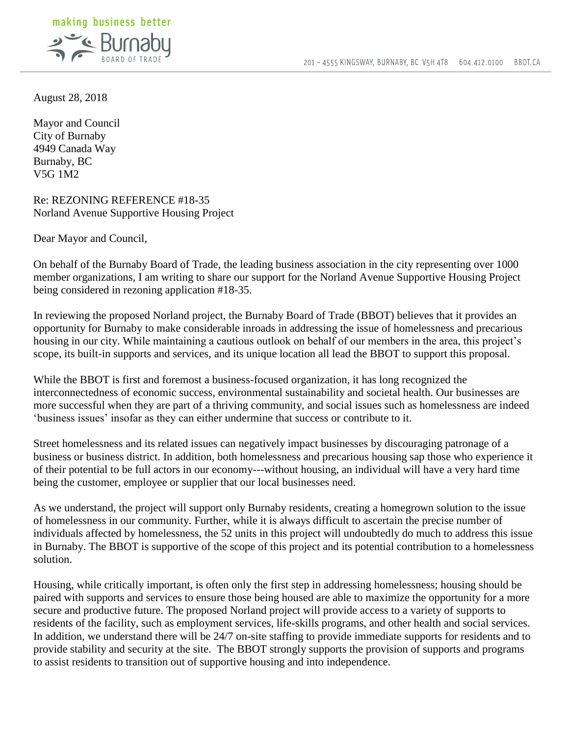making business better

Burnaby BOARD OF TRADE

201 - 4555 KINGSWAY, BURNABY, BC V5H 4T8 604.412.0100 BBOT.CA

August 28, 2018

Mayor and Council
City of Burnaby
4949 Canada Way
Burnaby, BC
V5G 1M2

Re: REZONING REFERENCE #18-35
Norland Avenue Supportive Housing Project

Dear Mayor and Council,

On behalf of the Burnaby Board of Trade, the leading business association in the city representing over 1000 member organizations, I am writing to share our support for the Norland Avenue Supportive Housing Project being considered in rezoning application #18-35.

In reviewing the proposed Norland project, the Burnaby Board of Trade (BBOT) believes that it provides an opportunity for Burnaby to make considerable inroads in addressing the issue of homelessness and precarious housing in our city. While maintaining a cautious outlook on behalf of our members in the area, this project's scope, its built-in supports and services, and its unique location all lead the BBOT to support this proposal.

While the BBOT is first and foremost a business-focused organization, it has long recognized the interconnectedness of economic success, environmental sustainability and societal health. Our businesses are more successful when they are part of a thriving community, and social issues such as homelessness are indeed 'business issues' insofar as they can either undermine that success or contribute to it.

Street homelessness and its related issues can negatively impact businesses by discouraging patronage of a business or business district. In addition, both homelessness and precarious housing sap those who experience it of their potential to be full actors in our economy---without housing, an individual will have a very hard time being the customer, employee or supplier that our local businesses need.

As we understand, the project will support only Burnaby residents, creating a homegrown solution to the issue of homelessness in our community. Further, while it is always difficult to ascertain the precise number of individuals affected by homelessness, the 52 units in this project will undoubtedly do much to address this issue in Burnaby. The BBOT is supportive of the scope of this project and its potential contribution to a homelessness solution.

Housing, while critically important, is often only the first step in addressing homelessness; housing should be paired with supports and services to ensure those being housed are able to maximize the opportunity for a more secure and productive future. The proposed Norland project will provide access to a variety of supports to residents of the facility, such as employment services, life-skills programs, and other health and social services. In addition, we understand there will be 24/7 on-site staffing to provide immediate supports for residents and to provide stability and security at the site. The BBOT strongly supports the provision of supports and programs to assist residents to transition out of supportive housing and into independence.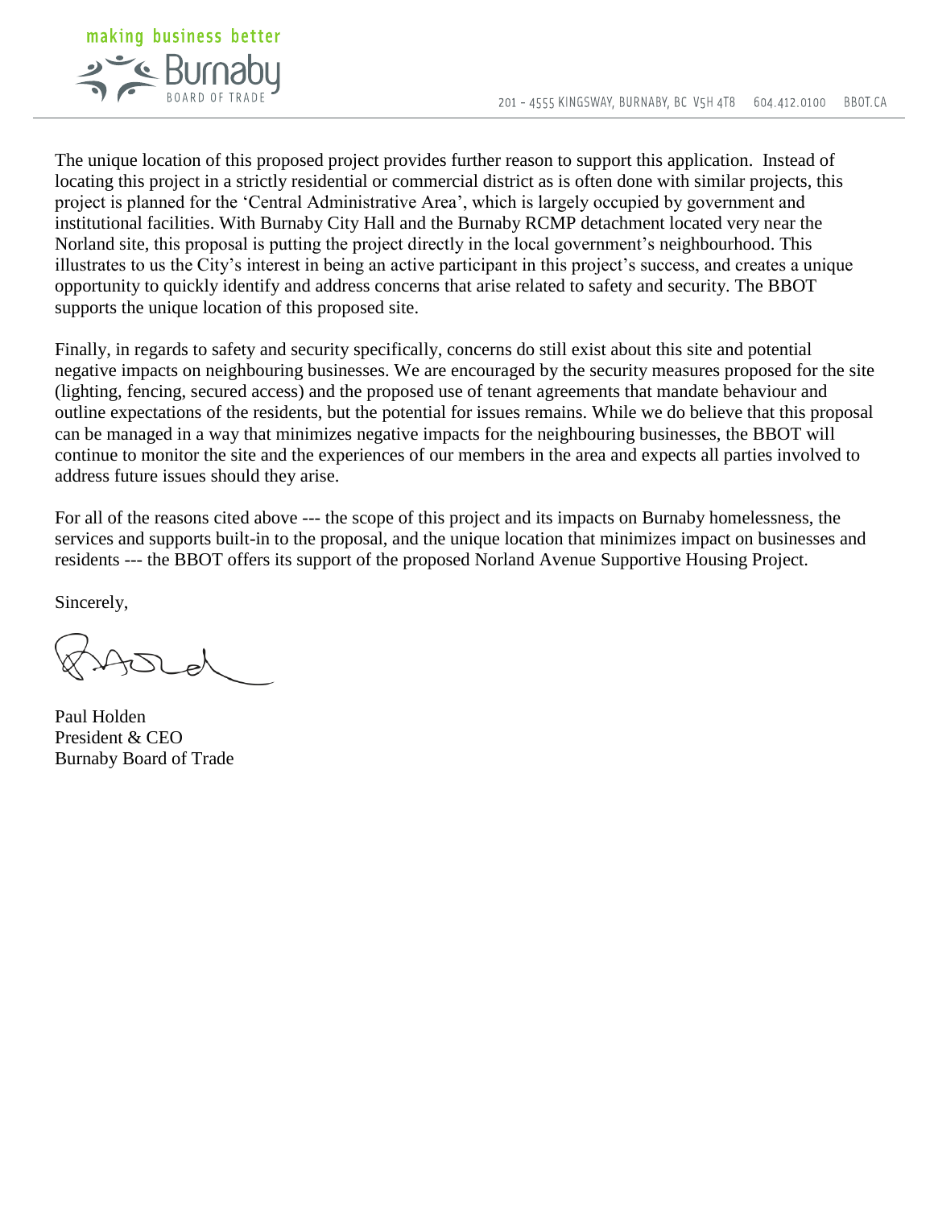The unique location of this proposed project provides further reason to support this application. Instead of locating this project in a strictly residential or commercial district as is often done with similar projects, this project is planned for the 'Central Administrative Area', which is largely occupied by government and institutional facilities. With Burnaby City Hall and the Burnaby RCMP detachment located very near the Norland site, this proposal is putting the project directly in the local government's neighbourhood. This illustrates to us the City's interest in being an active participant in this project's success, and creates a unique opportunity to quickly identify and address concerns that arise related to safety and security. The BBOT supports the unique location of this proposed site.

Finally, in regards to safety and security specifically, concerns do still exist about this site and potential negative impacts on neighbouring businesses. We are encouraged by the security measures proposed for the site (lighting, fencing, secured access) and the proposed use of tenant agreements that mandate behaviour and outline expectations of the residents, but the potential for issues remains. While we do believe that this proposal can be managed in a way that minimizes negative impacts for the neighbouring businesses, the BBOT will continue to monitor the site and the experiences of our members in the area and expects all parties involved to address future issues should they arise.

For all of the reasons cited above --- the scope of this project and its impacts on Burnaby homelessness, the services and supports built-in to the proposal, and the unique location that minimizes impact on businesses and residents --- the BBOT offers its support of the proposed Norland Avenue Supportive Housing Project.

Sincerely,

Paul Holden
President & CEO
Burnaby Board of Trade